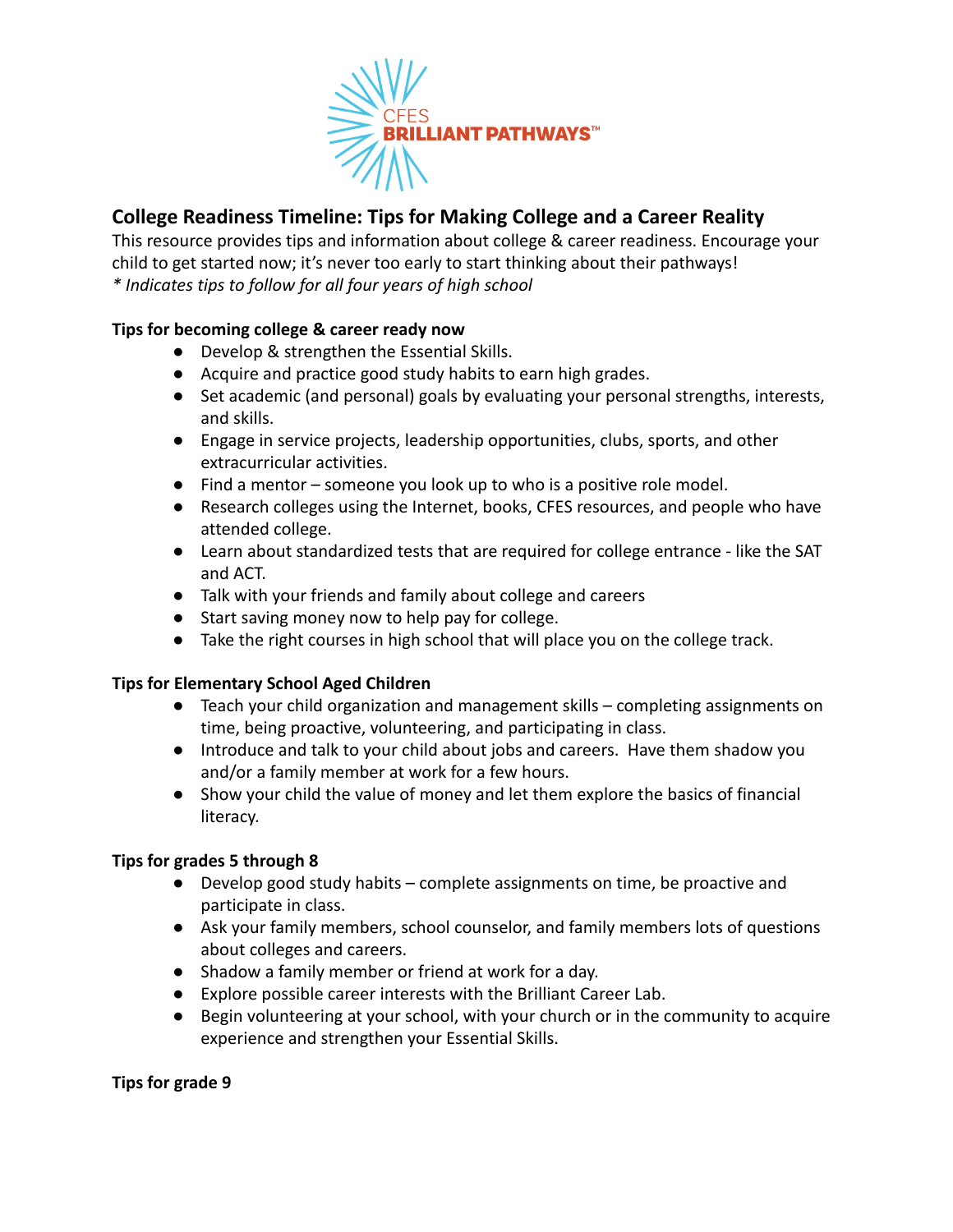CFES
BRILLIANT PATHWAYS™

## College Readiness Timeline: Tips for Making College and a Career Reality

This resource provides tips and information about college & career readiness. Encourage your child to get started now; it's never too early to start thinking about their pathways!
*\* Indicates tips to follow for all four years of high school*

### Tips for becoming college & career ready now

- Develop & strengthen the Essential Skills.
- Acquire and practice good study habits to earn high grades.
- Set academic (and personal) goals by evaluating your personal strengths, interests, and skills.
- Engage in service projects, leadership opportunities, clubs, sports, and other extracurricular activities.
- Find a mentor – someone you look up to who is a positive role model.
- Research colleges using the Internet, books, CFES resources, and people who have attended college.
- Learn about standardized tests that are required for college entrance - like the SAT and ACT.
- Talk with your friends and family about college and careers
- Start saving money now to help pay for college.
- Take the right courses in high school that will place you on the college track.

### Tips for Elementary School Aged Children

- Teach your child organization and management skills – completing assignments on time, being proactive, volunteering, and participating in class.
- Introduce and talk to your child about jobs and careers. Have them shadow you and/or a family member at work for a few hours.
- Show your child the value of money and let them explore the basics of financial literacy.

### Tips for grades 5 through 8

- Develop good study habits – complete assignments on time, be proactive and participate in class.
- Ask your family members, school counselor, and family members lots of questions about colleges and careers.
- Shadow a family member or friend at work for a day.
- Explore possible career interests with the Brilliant Career Lab.
- Begin volunteering at your school, with your church or in the community to acquire experience and strengthen your Essential Skills.

### Tips for grade 9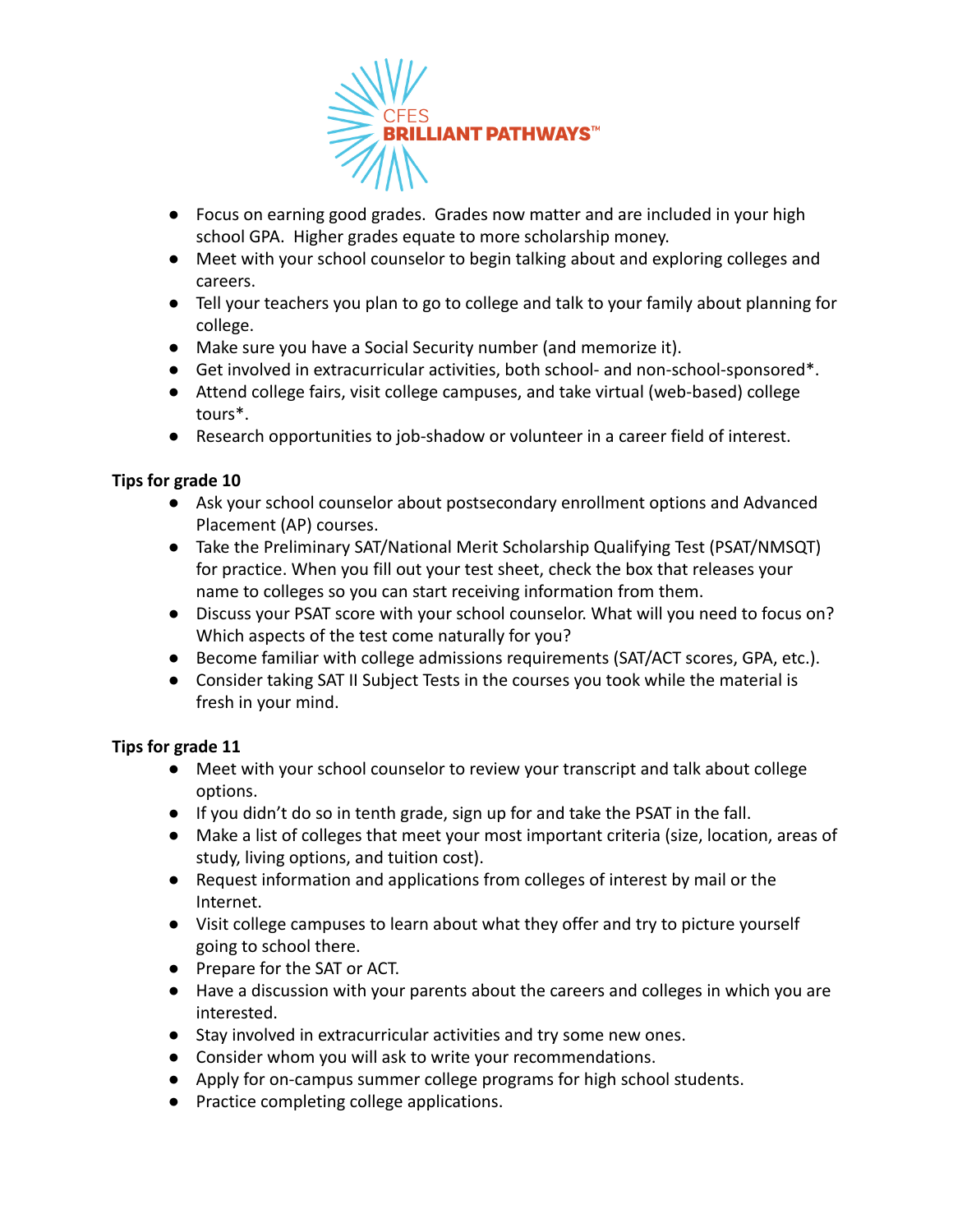- Focus on earning good grades. Grades now matter and are included in your high school GPA. Higher grades equate to more scholarship money.
- Meet with your school counselor to begin talking about and exploring colleges and careers.
- Tell your teachers you plan to go to college and talk to your family about planning for college.
- Make sure you have a Social Security number (and memorize it).
- Get involved in extracurricular activities, both school- and non-school-sponsored*.
- Attend college fairs, visit college campuses, and take virtual (web-based) college tours*.
- Research opportunities to job-shadow or volunteer in a career field of interest.

**Tips for grade 10**

- Ask your school counselor about postsecondary enrollment options and Advanced Placement (AP) courses.
- Take the Preliminary SAT/National Merit Scholarship Qualifying Test (PSAT/NMSQT) for practice. When you fill out your test sheet, check the box that releases your name to colleges so you can start receiving information from them.
- Discuss your PSAT score with your school counselor. What will you need to focus on? Which aspects of the test come naturally for you?
- Become familiar with college admissions requirements (SAT/ACT scores, GPA, etc.).
- Consider taking SAT II Subject Tests in the courses you took while the material is fresh in your mind.

**Tips for grade 11**

- Meet with your school counselor to review your transcript and talk about college options.
- If you didn't do so in tenth grade, sign up for and take the PSAT in the fall.
- Make a list of colleges that meet your most important criteria (size, location, areas of study, living options, and tuition cost).
- Request information and applications from colleges of interest by mail or the Internet.
- Visit college campuses to learn about what they offer and try to picture yourself going to school there.
- Prepare for the SAT or ACT.
- Have a discussion with your parents about the careers and colleges in which you are interested.
- Stay involved in extracurricular activities and try some new ones.
- Consider whom you will ask to write your recommendations.
- Apply for on-campus summer college programs for high school students.
- Practice completing college applications.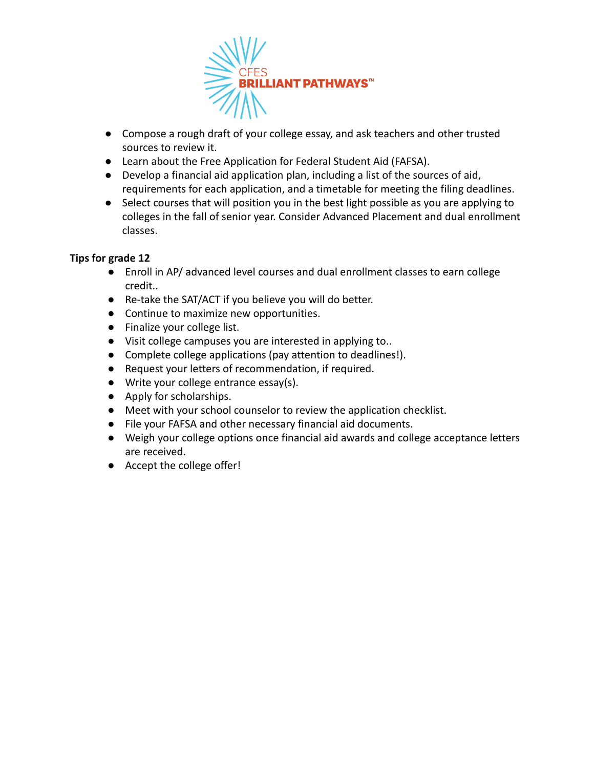- Compose a rough draft of your college essay, and ask teachers and other trusted sources to review it.
- Learn about the Free Application for Federal Student Aid (FAFSA).
- Develop a financial aid application plan, including a list of the sources of aid, requirements for each application, and a timetable for meeting the filing deadlines.
- Select courses that will position you in the best light possible as you are applying to colleges in the fall of senior year. Consider Advanced Placement and dual enrollment classes.

**Tips for grade 12**

- Enroll in AP/ advanced level courses and dual enrollment classes to earn college credit..
- Re-take the SAT/ACT if you believe you will do better.
- Continue to maximize new opportunities.
- Finalize your college list.
- Visit college campuses you are interested in applying to..
- Complete college applications (pay attention to deadlines!).
- Request your letters of recommendation, if required.
- Write your college entrance essay(s).
- Apply for scholarships.
- Meet with your school counselor to review the application checklist.
- File your FAFSA and other necessary financial aid documents.
- Weigh your college options once financial aid awards and college acceptance letters are received.
- Accept the college offer!